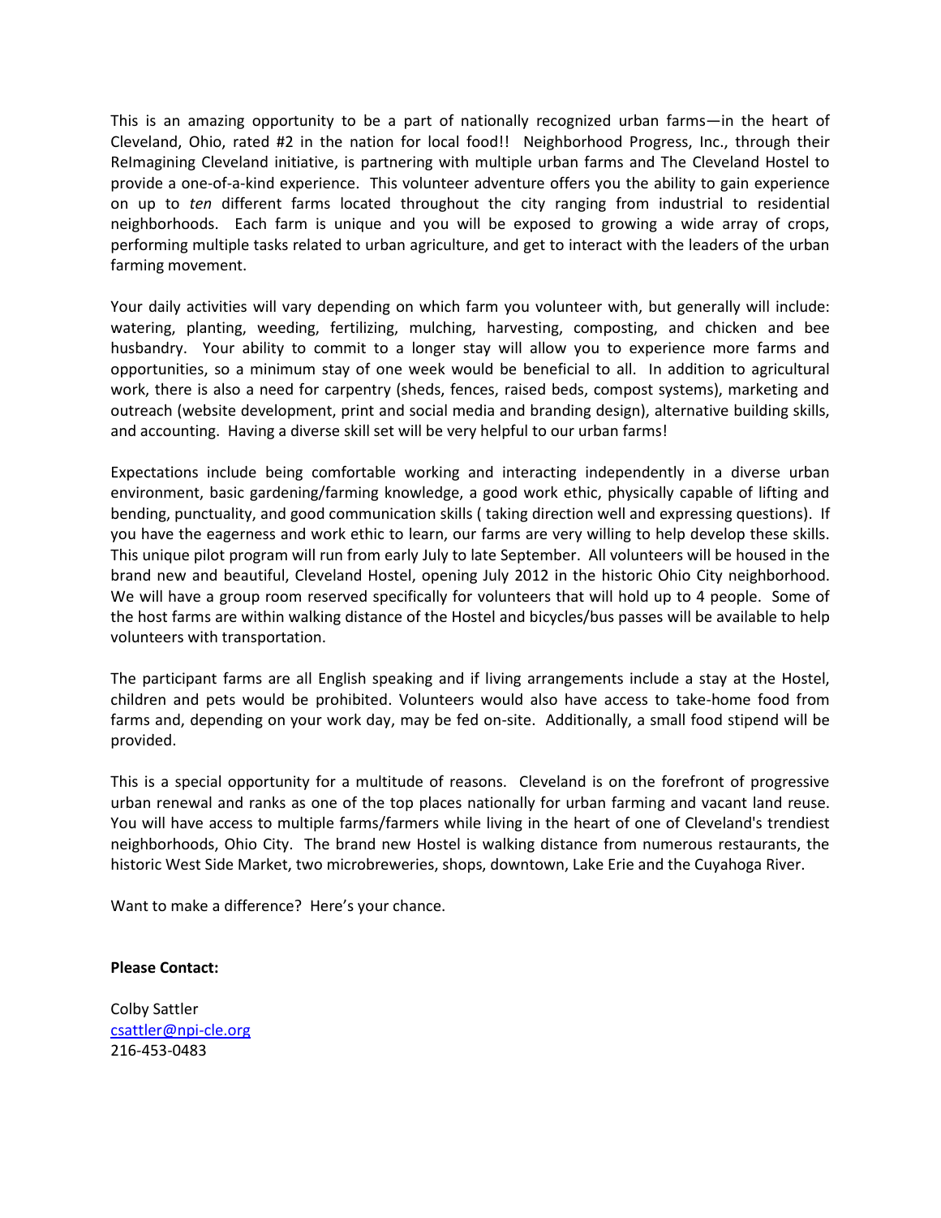This is an amazing opportunity to be a part of nationally recognized urban farms—in the heart of Cleveland, Ohio, rated #2 in the nation for local food!! Neighborhood Progress, Inc., through their ReImagining Cleveland initiative, is partnering with multiple urban farms and The Cleveland Hostel to provide a one-of-a-kind experience. This volunteer adventure offers you the ability to gain experience on up to *ten* different farms located throughout the city ranging from industrial to residential neighborhoods. Each farm is unique and you will be exposed to growing a wide array of crops, performing multiple tasks related to urban agriculture, and get to interact with the leaders of the urban farming movement.

Your daily activities will vary depending on which farm you volunteer with, but generally will include: watering, planting, weeding, fertilizing, mulching, harvesting, composting, and chicken and bee husbandry. Your ability to commit to a longer stay will allow you to experience more farms and opportunities, so a minimum stay of one week would be beneficial to all. In addition to agricultural work, there is also a need for carpentry (sheds, fences, raised beds, compost systems), marketing and outreach (website development, print and social media and branding design), alternative building skills, and accounting. Having a diverse skill set will be very helpful to our urban farms!

Expectations include being comfortable working and interacting independently in a diverse urban environment, basic gardening/farming knowledge, a good work ethic, physically capable of lifting and bending, punctuality, and good communication skills ( taking direction well and expressing questions). If you have the eagerness and work ethic to learn, our farms are very willing to help develop these skills. This unique pilot program will run from early July to late September. All volunteers will be housed in the brand new and beautiful, Cleveland Hostel, opening July 2012 in the historic Ohio City neighborhood. We will have a group room reserved specifically for volunteers that will hold up to 4 people. Some of the host farms are within walking distance of the Hostel and bicycles/bus passes will be available to help volunteers with transportation.

The participant farms are all English speaking and if living arrangements include a stay at the Hostel, children and pets would be prohibited. Volunteers would also have access to take-home food from farms and, depending on your work day, may be fed on-site. Additionally, a small food stipend will be provided.

This is a special opportunity for a multitude of reasons. Cleveland is on the forefront of progressive urban renewal and ranks as one of the top places nationally for urban farming and vacant land reuse. You will have access to multiple farms/farmers while living in the heart of one of Cleveland's trendiest neighborhoods, Ohio City. The brand new Hostel is walking distance from numerous restaurants, the historic West Side Market, two microbreweries, shops, downtown, Lake Erie and the Cuyahoga River.

Want to make a difference? Here's your chance.

**Please Contact:**

Colby Sattler
csattler@npi-cle.org
216-453-0483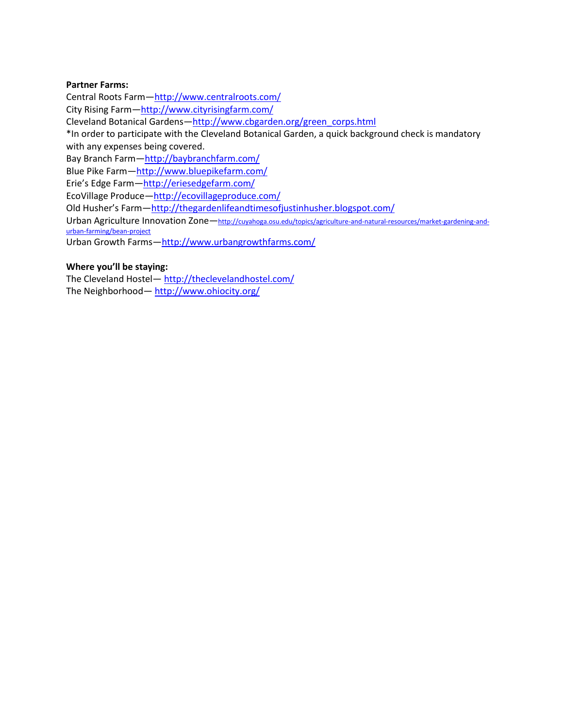**Partner Farms:**

Central Roots Farm—http://www.centralroots.com/
City Rising Farm—http://www.cityrisingfarm.com/
Cleveland Botanical Gardens—http://www.cbgarden.org/green_corps.html
*In order to participate with the Cleveland Botanical Garden, a quick background check is mandatory with any expenses being covered.
Bay Branch Farm—http://baybranchfarm.com/
Blue Pike Farm—http://www.bluepikefarm.com/
Erie's Edge Farm—http://eriesedgefarm.com/
EcoVillage Produce—http://ecovillageproduce.com/
Old Husher's Farm—http://thegardenlifeandtimesofjustinhusher.blogspot.com/
Urban Agriculture Innovation Zone—http://cuyahoga.osu.edu/topics/agriculture-and-natural-resources/market-gardening-and-urban-farming/bean-project
Urban Growth Farms—http://www.urbangrowthfarms.com/

**Where you'll be staying:**

The Cleveland Hostel— http://theclevelandhostel.com/
The Neighborhood— http://www.ohiocity.org/